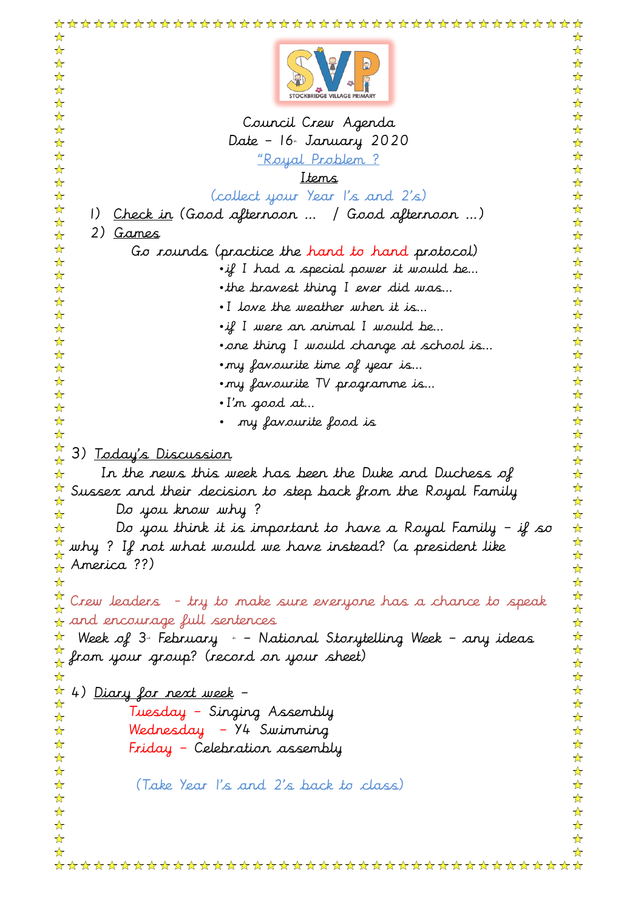STOCKBRIDGE VILLAGE PRIMARY

# Council Crew Agenda

Date – 16th January 2020

"Royal Problem ?

Items

(collect your Year 1's and 2's)

1) Check in (Good afternoon … / Good afternoon …)
2) Games

   Go rounds (practice the hand to hand protocol)

   - if I had a special power it would be…
   - the bravest thing I ever did was…
   - I love the weather when it is…
   - if I were an animal I would be…
   - one thing I would change at school is…
   - my favourite time of year is…
   - my favourite TV programme is…
   - I'm good at…
   - my favourite food is

3) Today's Discussion

   In the news this week has been the Duke and Duchess of Sussex and their decision to step back from the Royal Family

   Do you know why ?

   Do you think it is important to have a Royal Family – if so why ? If not what would we have instead? (a president like America ??)

Crew leaders – try to make sure everyone has a chance to speak and encourage full sentences

Week of 3rd February – National Storytelling Week – any ideas from your group? (record on your sheet)

4) Diary for next week –

   Tuesday – Singing Assembly

   Wednesday – Y4 Swimming

   Friday – Celebration assembly

(Take Year 1's and 2's back to class)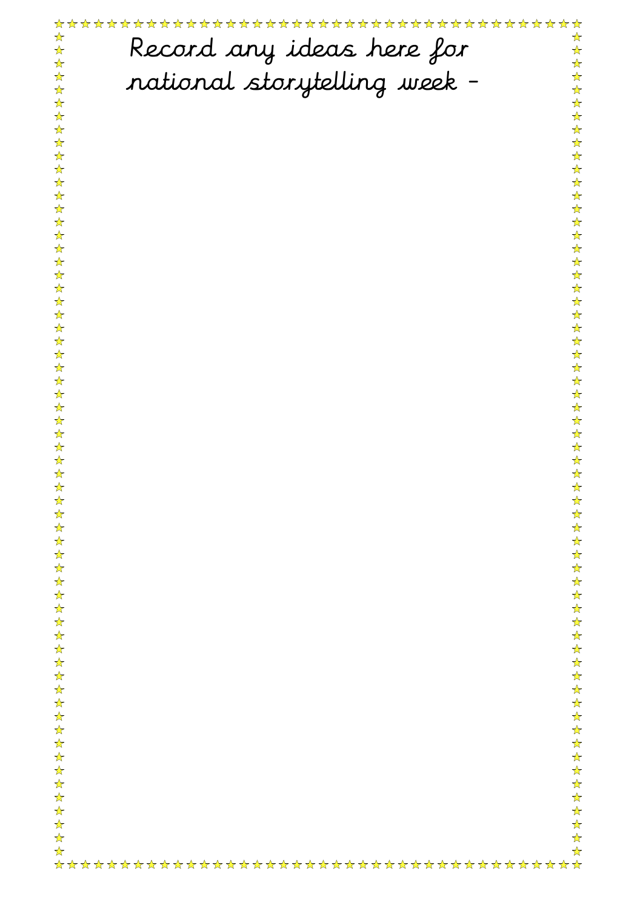Record any ideas here for national storytelling week -